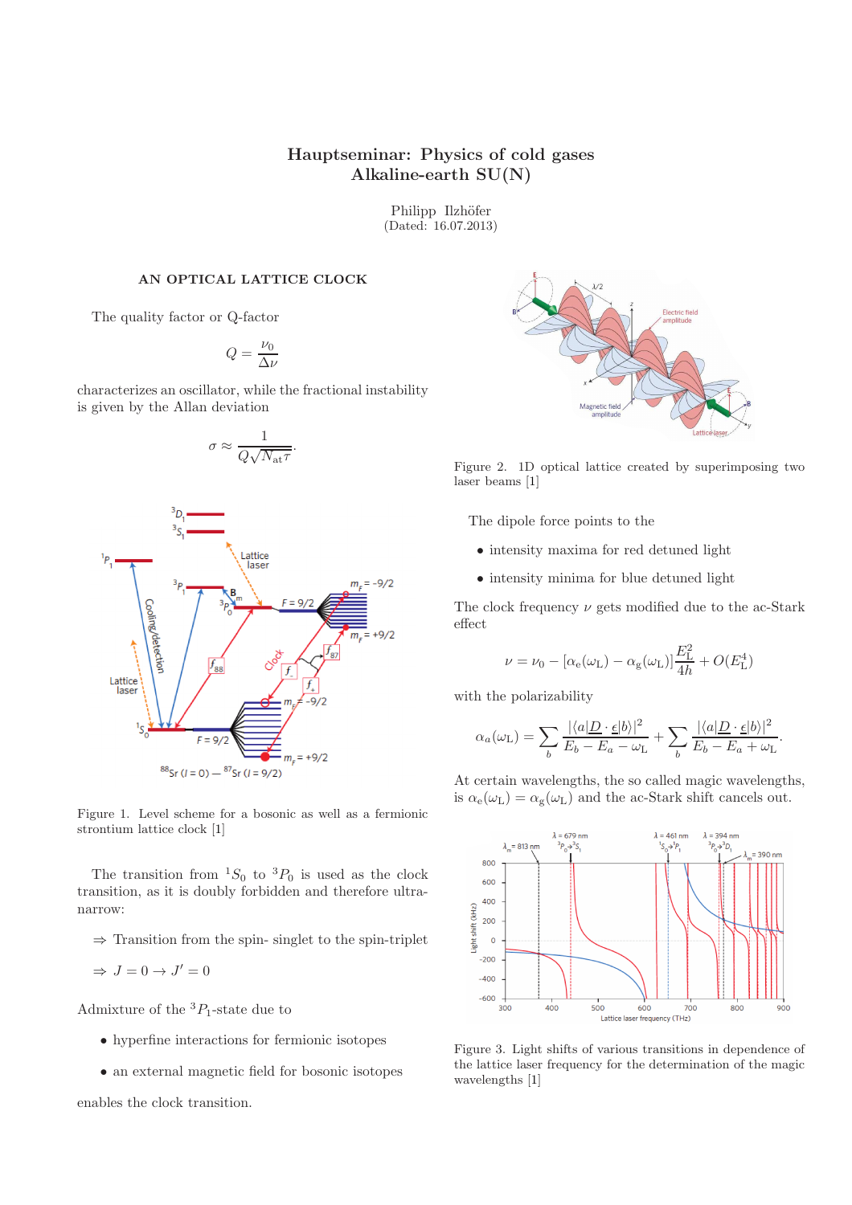# Hauptseminar: Physics of cold gases
## Alkaline-earth SU(N)

Philipp Ilzhöfer
(Dated: 16.07.2013)

### AN OPTICAL LATTICE CLOCK

The quality factor or Q-factor

$$Q = \frac{\nu_0}{\Delta\nu}$$

characterizes an oscillator, while the fractional instability is given by the Allan deviation

$$\sigma \approx \frac{1}{Q\sqrt{N_{\mathrm{at}}\tau}}.$$

Figure 1. Level scheme for a bosonic as well as a fermionic strontium lattice clock [1]

The transition from $^1S_0$ to $^3P_0$ is used as the clock transition, as it is doubly forbidden and therefore ultra-narrow:

$\Rightarrow$ Transition from the spin- singlet to the spin-triplet

$\Rightarrow$ $J = 0 \rightarrow J' = 0$

Admixture of the $^3P_1$-state due to

- hyperfine interactions for fermionic isotopes
- an external magnetic field for bosonic isotopes

enables the clock transition.

Figure 2. 1D optical lattice created by superimposing two laser beams [1]

The dipole force points to the

- intensity maxima for red detuned light
- intensity minima for blue detuned light

The clock frequency $\nu$ gets modified due to the ac-Stark effect

$$\nu = \nu_0 - [\alpha_e(\omega_L) - \alpha_g(\omega_L)]\frac{E_L^2}{4h} + O(E_L^4)$$

with the polarizability

$$\alpha_a(\omega_L) = \sum_b \frac{|\langle a|\underline{D}\cdot\underline{\epsilon}|b\rangle|^2}{E_b - E_a - \omega_L} + \sum_b \frac{|\langle a|\underline{D}\cdot\underline{\epsilon}|b\rangle|^2}{E_b - E_a + \omega_L}.$$

At certain wavelengths, the so called magic wavelengths, is $\alpha_e(\omega_L) = \alpha_g(\omega_L)$ and the ac-Stark shift cancels out.

Figure 3. Light shifts of various transitions in dependence of the lattice laser frequency for the determination of the magic wavelengths [1]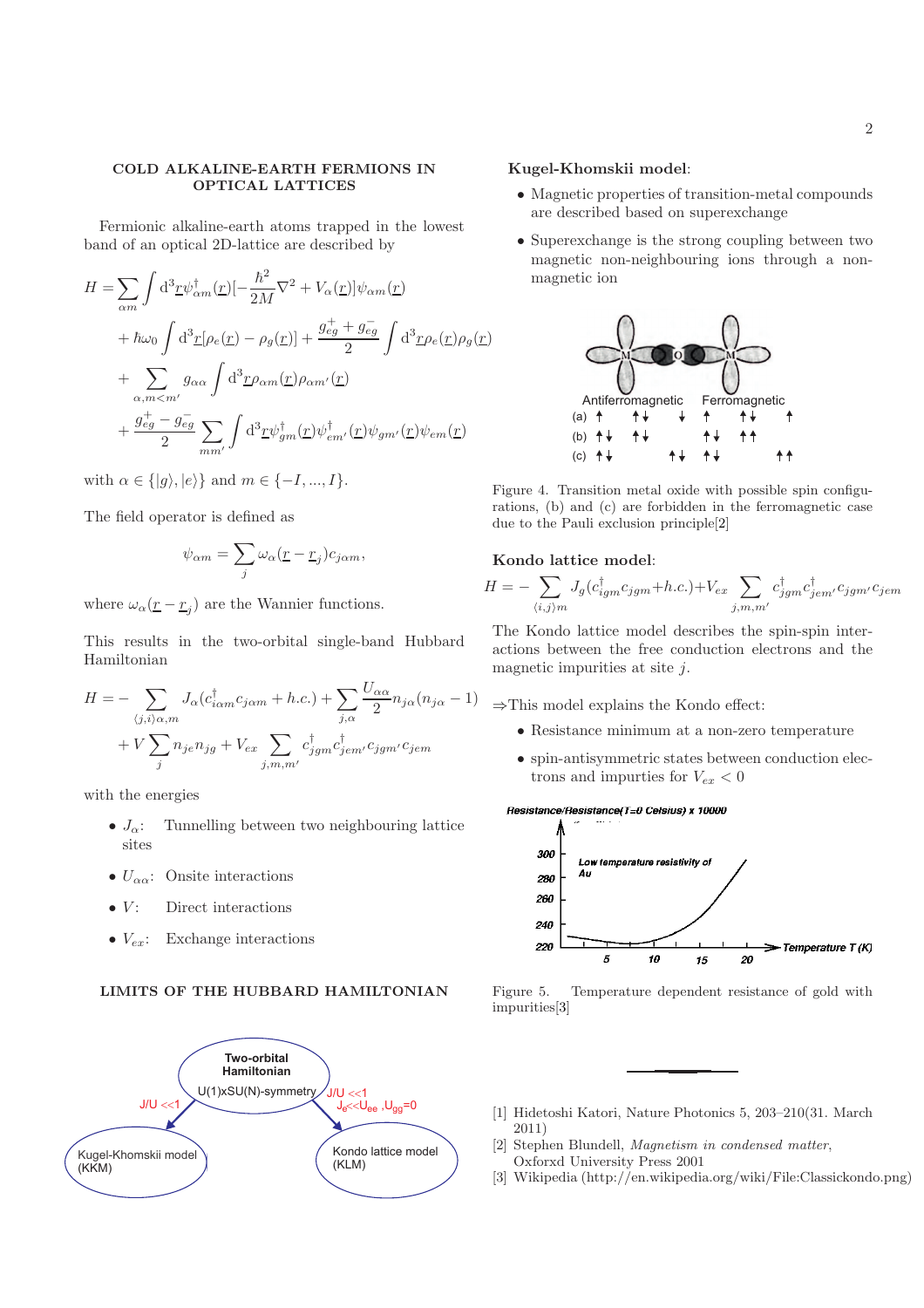## COLD ALKALINE-EARTH FERMIONS IN OPTICAL LATTICES

Fermionic alkaline-earth atoms trapped in the lowest band of an optical 2D-lattice are described by

$$H = \sum_{\alpha m} \int \mathrm{d}^3\underline{r}\,\psi^\dagger_{\alpha m}(\underline{r})[-\frac{\hbar^2}{2M}\nabla^2 + V_\alpha(\underline{r})]\psi_{\alpha m}(\underline{r})$$
$$+ \hbar\omega_0 \int \mathrm{d}^3\underline{r}[\rho_e(\underline{r}) - \rho_g(\underline{r})] + \frac{g^+_{eg} + g^-_{eg}}{2}\int \mathrm{d}^3\underline{r}\rho_e(\underline{r})\rho_g(\underline{r})$$
$$+ \sum_{\alpha, m<m'} g_{\alpha\alpha} \int \mathrm{d}^3\underline{r}\rho_{\alpha m}(\underline{r})\rho_{\alpha m'}(\underline{r})$$
$$+ \frac{g^+_{eg} - g^-_{eg}}{2} \sum_{mm'} \int \mathrm{d}^3\underline{r}\psi^\dagger_{gm}(\underline{r})\psi^\dagger_{em'}(\underline{r})\psi_{gm'}(\underline{r})\psi_{em}(\underline{r})$$

with $\alpha \in \{|g\rangle, |e\rangle\}$ and $m \in \{-I, ..., I\}$.

The field operator is defined as

$$\psi_{\alpha m} = \sum_j \omega_\alpha(\underline{r} - \underline{r}_j)c_{j\alpha m},$$

where $\omega_\alpha(\underline{r} - \underline{r}_j)$ are the Wannier functions.

This results in the two-orbital single-band Hubbard Hamiltonian

$$H = -\sum_{\langle j,i\rangle \alpha, m} J_\alpha(c^\dagger_{i\alpha m}c_{j\alpha m} + h.c.) + \sum_{j,\alpha}\frac{U_{\alpha\alpha}}{2}n_{j\alpha}(n_{j\alpha} - 1)$$
$$+ V\sum_j n_{je}n_{jg} + V_{ex}\sum_{j,m,m'} c^\dagger_{jgm}c^\dagger_{jem'}c_{jgm'}c_{jem}$$

with the energies

- $J_\alpha$: Tunnelling between two neighbouring lattice sites
- $U_{\alpha\alpha}$: Onsite interactions
- $V$: Direct interactions
- $V_{ex}$: Exchange interactions

## LIMITS OF THE HUBBARD HAMILTONIAN

Two-orbital Hamiltonian
U(1)xSU(N)-symmetry
J/U <<1
J/U <<1
$J_e$<<$U_{ee}$ ,$U_{gg}$=0
Kugel-Khomskii model (KKM)
Kondo lattice model (KLM)

**Kugel-Khomskii model**:

- Magnetic properties of transition-metal compounds are described based on superexchange
- Superexchange is the strong coupling between two magnetic non-neighbouring ions through a non-magnetic ion

Antiferromagnetic
Ferromagnetic
(a)
(b)
(c)

Figure 4. Transition metal oxide with possible spin configurations, (b) and (c) are forbidden in the ferromagnetic case due to the Pauli exclusion principle[2]

**Kondo lattice model**:

$$H = -\sum_{\langle i,j\rangle m} J_g(c^\dagger_{igm}c_{jgm} + h.c.) + V_{ex}\sum_{j,m,m'} c^\dagger_{jgm}c^\dagger_{jem'}c_{jgm'}c_{jem}$$

The Kondo lattice model describes the spin-spin interactions between the free conduction electrons and the magnetic impurities at site $j$.

⇒This model explains the Kondo effect:

- Resistance minimum at a non-zero temperature
- spin-antisymmetric states between conduction electrons and impurties for $V_{ex} < 0$

Resistance/Resistance(T=0 Celsius) x 10000
Low temperature resistivity of Au
300
280
260
240
220
5
10
15
20
Temperature T (K)

Figure 5. Temperature dependent resistance of gold with impurities[3]

---

[1] Hidetoshi Katori, Nature Photonics 5, 203–210(31. March 2011)
[2] Stephen Blundell, *Magnetism in condensed matter*, Oxforxd University Press 2001
[3] Wikipedia (http://en.wikipedia.org/wiki/File:Classickondo.png)